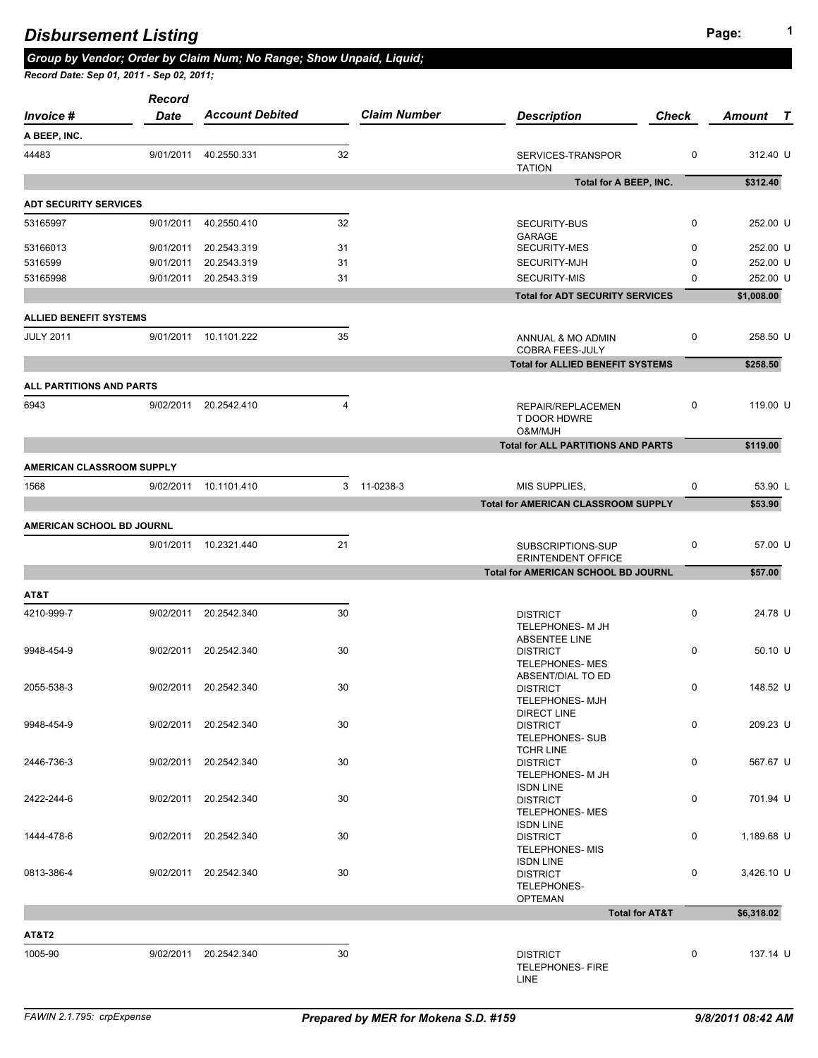# Disbursement Listing

***Group by Vendor; Order by Claim Num; No Range; Show Unpaid, Liquid;***

***Record Date: Sep 01, 2011 - Sep 02, 2011;***

| Invoice # | Record Date | Account Debited | | Claim Number | Description | Check | Amount | T |
|---|---|---|---|---|---|---|---|---|
| **A BEEP, INC.** | | | | | | | | |
| 44483 | 9/01/2011 | 40.2550.331 | 32 | | SERVICES-TRANSPORTATION | 0 | 312.40 | U |
| | | | | | **Total for A BEEP, INC.** | | **$312.40** | |
| **ADT SECURITY SERVICES** | | | | | | | | |
| 53165997 | 9/01/2011 | 40.2550.410 | 32 | | SECURITY-BUS GARAGE | 0 | 252.00 | U |
| 53166013 | 9/01/2011 | 20.2543.319 | 31 | | SECURITY-MES | 0 | 252.00 | U |
| 5316599 | 9/01/2011 | 20.2543.319 | 31 | | SECURITY-MJH | 0 | 252.00 | U |
| 53165998 | 9/01/2011 | 20.2543.319 | 31 | | SECURITY-MIS | 0 | 252.00 | U |
| | | | | | **Total for ADT SECURITY SERVICES** | | **$1,008.00** | |
| **ALLIED BENEFIT SYSTEMS** | | | | | | | | |
| JULY 2011 | 9/01/2011 | 10.1101.222 | 35 | | ANNUAL & MO ADMIN COBRA FEES-JULY | 0 | 258.50 | U |
| | | | | | **Total for ALLIED BENEFIT SYSTEMS** | | **$258.50** | |
| **ALL PARTITIONS AND PARTS** | | | | | | | | |
| 6943 | 9/02/2011 | 20.2542.410 | 4 | | REPAIR/REPLACEMENT DOOR HDWRE O&M/MJH | 0 | 119.00 | U |
| | | | | | **Total for ALL PARTITIONS AND PARTS** | | **$119.00** | |
| **AMERICAN CLASSROOM SUPPLY** | | | | | | | | |
| 1568 | 9/02/2011 | 10.1101.410 | 3 | 11-0238-3 | MIS SUPPLIES, | 0 | 53.90 | L |
| | | | | | **Total for AMERICAN CLASSROOM SUPPLY** | | **$53.90** | |
| **AMERICAN SCHOOL BD JOURNL** | | | | | | | | |
| | 9/01/2011 | 10.2321.440 | 21 | | SUBSCRIPTIONS-SUPERINTENDENT OFFICE | 0 | 57.00 | U |
| | | | | | **Total for AMERICAN SCHOOL BD JOURNL** | | **$57.00** | |
| **AT&T** | | | | | | | | |
| 4210-999-7 | 9/02/2011 | 20.2542.340 | 30 | | DISTRICT TELEPHONES- M JH ABSENTEE LINE | 0 | 24.78 | U |
| 9948-454-9 | 9/02/2011 | 20.2542.340 | 30 | | DISTRICT TELEPHONES- MES ABSENT/DIAL TO ED | 0 | 50.10 | U |
| 2055-538-3 | 9/02/2011 | 20.2542.340 | 30 | | DISTRICT TELEPHONES- MJH DIRECT LINE | 0 | 148.52 | U |
| 9948-454-9 | 9/02/2011 | 20.2542.340 | 30 | | DISTRICT TELEPHONES- SUB TCHR LINE | 0 | 209.23 | U |
| 2446-736-3 | 9/02/2011 | 20.2542.340 | 30 | | DISTRICT TELEPHONES- M JH ISDN LINE | 0 | 567.67 | U |
| 2422-244-6 | 9/02/2011 | 20.2542.340 | 30 | | DISTRICT TELEPHONES- MES ISDN LINE | 0 | 701.94 | U |
| 1444-478-6 | 9/02/2011 | 20.2542.340 | 30 | | DISTRICT TELEPHONES- MIS ISDN LINE | 0 | 1,189.68 | U |
| 0813-386-4 | 9/02/2011 | 20.2542.340 | 30 | | DISTRICT TELEPHONES- OPTEMAN | 0 | 3,426.10 | U |
| | | | | | **Total for AT&T** | | **$6,318.02** | |
| **AT&T2** | | | | | | | | |
| 1005-90 | 9/02/2011 | 20.2542.340 | 30 | | DISTRICT TELEPHONES- FIRE LINE | 0 | 137.14 | U |

FAWIN 2.1.795: crpExpense — *Prepared by MER for Mokena S.D. #159* — *9/8/2011 08:42 AM*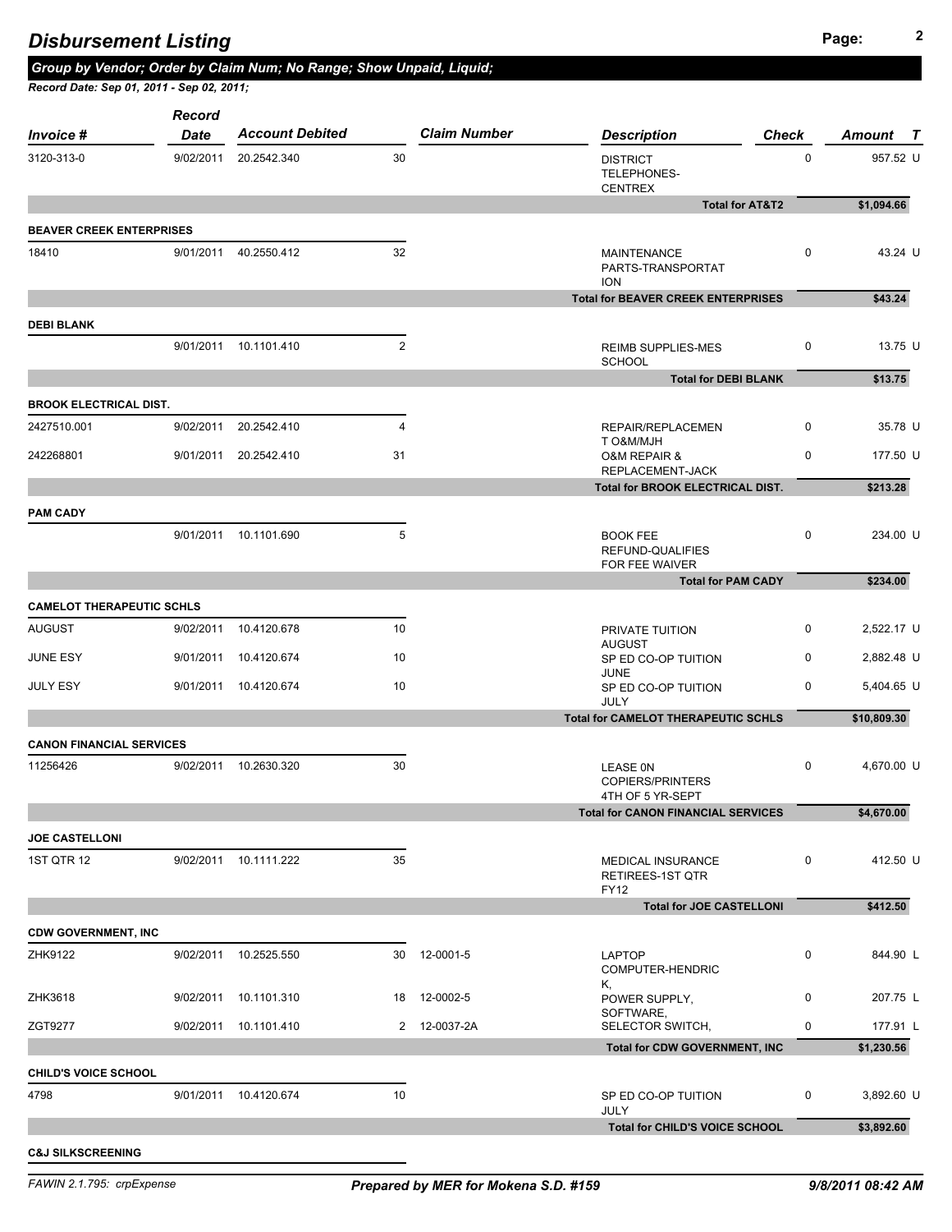# Disbursement Listing

***Group by Vendor; Order by Claim Num; No Range; Show Unpaid, Liquid;***

***Record Date: Sep 01, 2011 - Sep 02, 2011;***

| Invoice # | Record Date | Account Debited | | Claim Number | Description | Check | Amount | T |
|---|---|---|---|---|---|---|---|---|
| 3120-313-0 | 9/02/2011 | 20.2542.340 | 30 | | DISTRICT TELEPHONES-CENTREX | 0 | 957.52 | U |
| | | | | | **Total for AT&T2** | | **$1,094.66** | |
| **BEAVER CREEK ENTERPRISES** | | | | | | | | |
| 18410 | 9/01/2011 | 40.2550.412 | 32 | | MAINTENANCE PARTS-TRANSPORTATION | 0 | 43.24 | U |
| | | | | | **Total for BEAVER CREEK ENTERPRISES** | | **$43.24** | |
| **DEBI BLANK** | | | | | | | | |
| | 9/01/2011 | 10.1101.410 | 2 | | REIMB SUPPLIES-MES SCHOOL | 0 | 13.75 | U |
| | | | | | **Total for DEBI BLANK** | | **$13.75** | |
| **BROOK ELECTRICAL DIST.** | | | | | | | | |
| 2427510.001 | 9/02/2011 | 20.2542.410 | 4 | | REPAIR/REPLACEMENT O&M/MJH | 0 | 35.78 | U |
| 242268801 | 9/01/2011 | 20.2542.410 | 31 | | O&M REPAIR & REPLACEMENT-JACK | 0 | 177.50 | U |
| | | | | | **Total for BROOK ELECTRICAL DIST.** | | **$213.28** | |
| **PAM CADY** | | | | | | | | |
| | 9/01/2011 | 10.1101.690 | 5 | | BOOK FEE REFUND-QUALIFIES FOR FEE WAIVER | 0 | 234.00 | U |
| | | | | | **Total for PAM CADY** | | **$234.00** | |
| **CAMELOT THERAPEUTIC SCHLS** | | | | | | | | |
| AUGUST | 9/02/2011 | 10.4120.678 | 10 | | PRIVATE TUITION AUGUST | 0 | 2,522.17 | U |
| JUNE ESY | 9/01/2011 | 10.4120.674 | 10 | | SP ED CO-OP TUITION JUNE | 0 | 2,882.48 | U |
| JULY ESY | 9/01/2011 | 10.4120.674 | 10 | | SP ED CO-OP TUITION JULY | 0 | 5,404.65 | U |
| | | | | | **Total for CAMELOT THERAPEUTIC SCHLS** | | **$10,809.30** | |
| **CANON FINANCIAL SERVICES** | | | | | | | | |
| 11256426 | 9/02/2011 | 10.2630.320 | 30 | | LEASE 0N COPIERS/PRINTERS 4TH OF 5 YR-SEPT | 0 | 4,670.00 | U |
| | | | | | **Total for CANON FINANCIAL SERVICES** | | **$4,670.00** | |
| **JOE CASTELLONI** | | | | | | | | |
| 1ST QTR 12 | 9/02/2011 | 10.1111.222 | 35 | | MEDICAL INSURANCE RETIREES-1ST QTR FY12 | 0 | 412.50 | U |
| | | | | | **Total for JOE CASTELLONI** | | **$412.50** | |
| **CDW GOVERNMENT, INC** | | | | | | | | |
| ZHK9122 | 9/02/2011 | 10.2525.550 | 30 | 12-0001-5 | LAPTOP COMPUTER-HENDRICK, | 0 | 844.90 | L |
| ZHK3618 | 9/02/2011 | 10.1101.310 | 18 | 12-0002-5 | POWER SUPPLY, SOFTWARE, | 0 | 207.75 | L |
| ZGT9277 | 9/02/2011 | 10.1101.410 | 2 | 12-0037-2A | SELECTOR SWITCH, | 0 | 177.91 | L |
| | | | | | **Total for CDW GOVERNMENT, INC** | | **$1,230.56** | |
| **CHILD'S VOICE SCHOOL** | | | | | | | | |
| 4798 | 9/01/2011 | 10.4120.674 | 10 | | SP ED CO-OP TUITION JULY | 0 | 3,892.60 | U |
| | | | | | **Total for CHILD'S VOICE SCHOOL** | | **$3,892.60** | |
| **C&J SILKSCREENING** | | | | | | | | |

FAWIN 2.1.795: crpExpense — *Prepared by MER for Mokena S.D. #159* — 9/8/2011 08:42 AM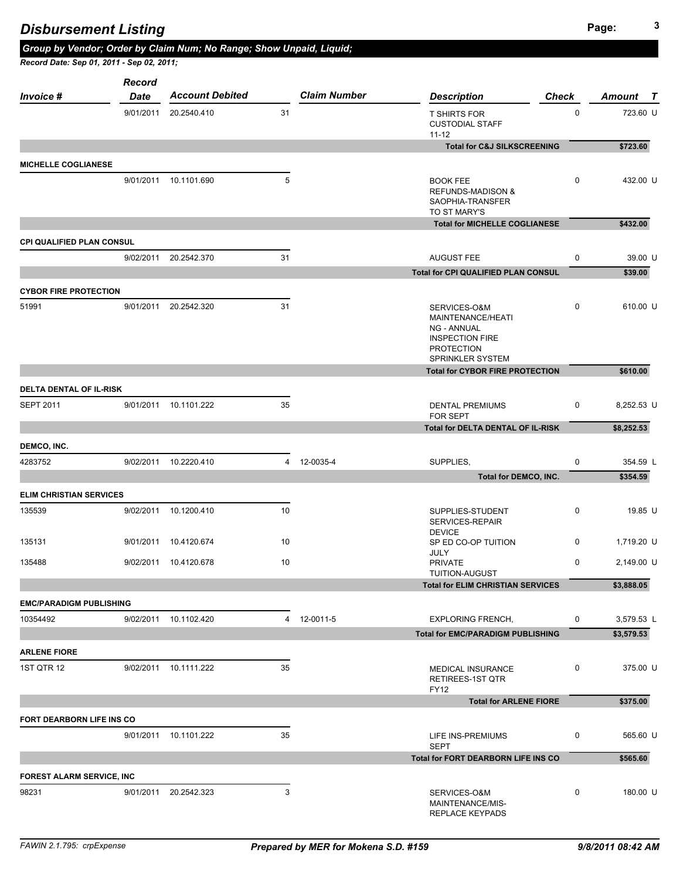## Disbursement Listing

***Group by Vendor; Order by Claim Num; No Range; Show Unpaid, Liquid;***

***Record Date: Sep 01, 2011 - Sep 02, 2011;***

| Invoice # | Record Date | Account Debited | | Claim Number | Description | Check | Amount | T |
|---|---|---|---|---|---|---|---|---|
| | 9/01/2011 | 20.2540.410 | 31 | | T SHIRTS FOR CUSTODIAL STAFF 11-12 | 0 | 723.60 | U |
| | | | | | **Total for C&J SILKSCREENING** | | **$723.60** | |
| **MICHELLE COGLIANESE** | | | | | | | | |
| | 9/01/2011 | 10.1101.690 | 5 | | BOOK FEE REFUNDS-MADISON & SAOPHIA-TRANSFER TO ST MARY'S | 0 | 432.00 | U |
| | | | | | **Total for MICHELLE COGLIANESE** | | **$432.00** | |
| **CPI QUALIFIED PLAN CONSUL** | | | | | | | | |
| | 9/02/2011 | 20.2542.370 | 31 | | AUGUST FEE | 0 | 39.00 | U |
| | | | | | **Total for CPI QUALIFIED PLAN CONSUL** | | **$39.00** | |
| **CYBOR FIRE PROTECTION** | | | | | | | | |
| 51991 | 9/01/2011 | 20.2542.320 | 31 | | SERVICES-O&M MAINTENANCE/HEATING - ANNUAL INSPECTION FIRE PROTECTION SPRINKLER SYSTEM | 0 | 610.00 | U |
| | | | | | **Total for CYBOR FIRE PROTECTION** | | **$610.00** | |
| **DELTA DENTAL OF IL-RISK** | | | | | | | | |
| SEPT 2011 | 9/01/2011 | 10.1101.222 | 35 | | DENTAL PREMIUMS FOR SEPT | 0 | 8,252.53 | U |
| | | | | | **Total for DELTA DENTAL OF IL-RISK** | | **$8,252.53** | |
| **DEMCO, INC.** | | | | | | | | |
| 4283752 | 9/02/2011 | 10.2220.410 | 4 | 12-0035-4 | SUPPLIES, | 0 | 354.59 | L |
| | | | | | **Total for DEMCO, INC.** | | **$354.59** | |
| **ELIM CHRISTIAN SERVICES** | | | | | | | | |
| 135539 | 9/02/2011 | 10.1200.410 | 10 | | SUPPLIES-STUDENT SERVICES-REPAIR DEVICE | 0 | 19.85 | U |
| 135131 | 9/01/2011 | 10.4120.674 | 10 | | SP ED CO-OP TUITION JULY | 0 | 1,719.20 | U |
| 135488 | 9/02/2011 | 10.4120.678 | 10 | | PRIVATE TUITION-AUGUST | 0 | 2,149.00 | U |
| | | | | | **Total for ELIM CHRISTIAN SERVICES** | | **$3,888.05** | |
| **EMC/PARADIGM PUBLISHING** | | | | | | | | |
| 10354492 | 9/02/2011 | 10.1102.420 | 4 | 12-0011-5 | EXPLORING FRENCH, | 0 | 3,579.53 | L |
| | | | | | **Total for EMC/PARADIGM PUBLISHING** | | **$3,579.53** | |
| **ARLENE FIORE** | | | | | | | | |
| 1ST QTR 12 | 9/02/2011 | 10.1111.222 | 35 | | MEDICAL INSURANCE RETIREES-1ST QTR FY12 | 0 | 375.00 | U |
| | | | | | **Total for ARLENE FIORE** | | **$375.00** | |
| **FORT DEARBORN LIFE INS CO** | | | | | | | | |
| | 9/01/2011 | 10.1101.222 | 35 | | LIFE INS-PREMIUMS SEPT | 0 | 565.60 | U |
| | | | | | **Total for FORT DEARBORN LIFE INS CO** | | **$565.60** | |
| **FOREST ALARM SERVICE, INC** | | | | | | | | |
| 98231 | 9/01/2011 | 20.2542.323 | 3 | | SERVICES-O&M MAINTENANCE/MIS-REPLACE KEYPADS | 0 | 180.00 | U |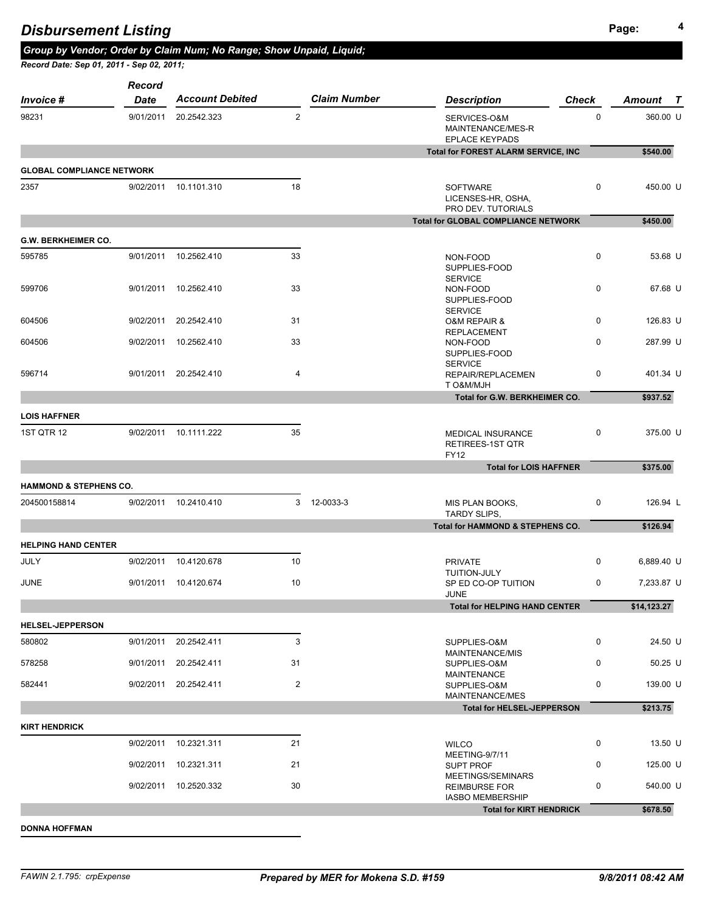# Disbursement Listing

***Group by Vendor; Order by Claim Num; No Range; Show Unpaid, Liquid;***

***Record Date: Sep 01, 2011 - Sep 02, 2011;***

| Invoice # | Record Date | Account Debited | | Claim Number | Description | Check | Amount | T |
|---|---|---|---|---|---|---|---|---|
| 98231 | 9/01/2011 | 20.2542.323 | 2 | | SERVICES-O&M MAINTENANCE/MES-R EPLACE KEYPADS | 0 | 360.00 | U |
| | | | | | **Total for FOREST ALARM SERVICE, INC** | | **$540.00** | |
| **GLOBAL COMPLIANCE NETWORK** | | | | | | | | |
| 2357 | 9/02/2011 | 10.1101.310 | 18 | | SOFTWARE LICENSES-HR, OSHA, PRO DEV. TUTORIALS | 0 | 450.00 | U |
| | | | | | **Total for GLOBAL COMPLIANCE NETWORK** | | **$450.00** | |
| **G.W. BERKHEIMER CO.** | | | | | | | | |
| 595785 | 9/01/2011 | 10.2562.410 | 33 | | NON-FOOD SUPPLIES-FOOD SERVICE | 0 | 53.68 | U |
| 599706 | 9/01/2011 | 10.2562.410 | 33 | | NON-FOOD SUPPLIES-FOOD SERVICE | 0 | 67.68 | U |
| 604506 | 9/02/2011 | 20.2542.410 | 31 | | O&M REPAIR & REPLACEMENT | 0 | 126.83 | U |
| 604506 | 9/02/2011 | 10.2562.410 | 33 | | NON-FOOD SUPPLIES-FOOD SERVICE | 0 | 287.99 | U |
| 596714 | 9/01/2011 | 20.2542.410 | 4 | | REPAIR/REPLACEMEN T O&M/MJH | 0 | 401.34 | U |
| | | | | | **Total for G.W. BERKHEIMER CO.** | | **$937.52** | |
| **LOIS HAFFNER** | | | | | | | | |
| 1ST QTR 12 | 9/02/2011 | 10.1111.222 | 35 | | MEDICAL INSURANCE RETIREES-1ST QTR FY12 | 0 | 375.00 | U |
| | | | | | **Total for LOIS HAFFNER** | | **$375.00** | |
| **HAMMOND & STEPHENS CO.** | | | | | | | | |
| 204500158814 | 9/02/2011 | 10.2410.410 | 3 | 12-0033-3 | MIS PLAN BOOKS, TARDY SLIPS, | 0 | 126.94 | L |
| | | | | | **Total for HAMMOND & STEPHENS CO.** | | **$126.94** | |
| **HELPING HAND CENTER** | | | | | | | | |
| JULY | 9/02/2011 | 10.4120.678 | 10 | | PRIVATE TUITION-JULY | 0 | 6,889.40 | U |
| JUNE | 9/01/2011 | 10.4120.674 | 10 | | SP ED CO-OP TUITION JUNE | 0 | 7,233.87 | U |
| | | | | | **Total for HELPING HAND CENTER** | | **$14,123.27** | |
| **HELSEL-JEPPERSON** | | | | | | | | |
| 580802 | 9/01/2011 | 20.2542.411 | 3 | | SUPPLIES-O&M MAINTENANCE/MIS | 0 | 24.50 | U |
| 578258 | 9/01/2011 | 20.2542.411 | 31 | | SUPPLIES-O&M MAINTENANCE | 0 | 50.25 | U |
| 582441 | 9/02/2011 | 20.2542.411 | 2 | | SUPPLIES-O&M MAINTENANCE/MES | 0 | 139.00 | U |
| | | | | | **Total for HELSEL-JEPPERSON** | | **$213.75** | |
| **KIRT HENDRICK** | | | | | | | | |
| | 9/02/2011 | 10.2321.311 | 21 | | WILCO MEETING-9/7/11 | 0 | 13.50 | U |
| | 9/02/2011 | 10.2321.311 | 21 | | SUPT PROF MEETINGS/SEMINARS | 0 | 125.00 | U |
| | 9/02/2011 | 10.2520.332 | 30 | | REIMBURSE FOR IASBO MEMBERSHIP | 0 | 540.00 | U |
| | | | | | **Total for KIRT HENDRICK** | | **$678.50** | |
| **DONNA HOFFMAN** | | | | | | | | |

FAWIN 2.1.795: crpExpense | *Prepared by MER for Mokena S.D. #159* | *9/8/2011 08:42 AM*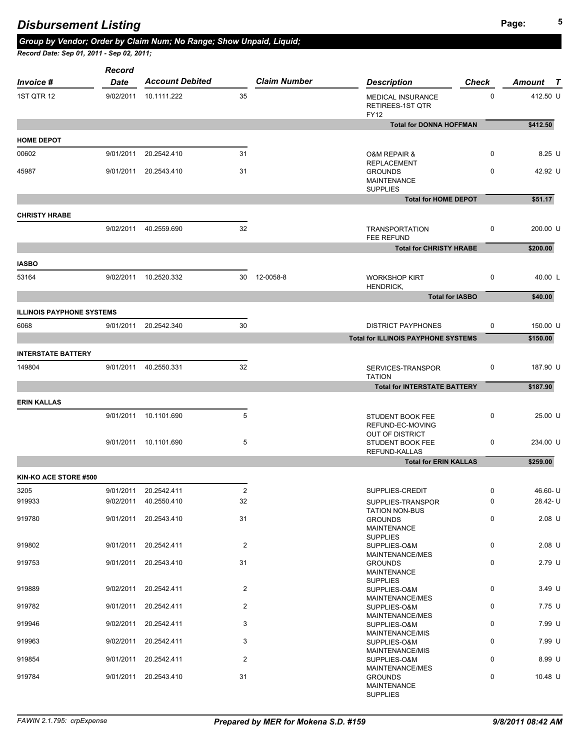# Disbursement Listing

***Group by Vendor; Order by Claim Num; No Range; Show Unpaid, Liquid;***

***Record Date: Sep 01, 2011 - Sep 02, 2011;***

| Invoice # | Record Date | Account Debited | | Claim Number | Description | Check | Amount | T |
|---|---|---|---|---|---|---|---|---|
| 1ST QTR 12 | 9/02/2011 | 10.1111.222 | 35 | | MEDICAL INSURANCE RETIREES-1ST QTR FY12 | 0 | 412.50 | U |
| | | | | | **Total for DONNA HOFFMAN** | | **$412.50** | |
| **HOME DEPOT** | | | | | | | | |
| 00602 | 9/01/2011 | 20.2542.410 | 31 | | O&M REPAIR & REPLACEMENT | 0 | 8.25 | U |
| 45987 | 9/01/2011 | 20.2543.410 | 31 | | GROUNDS MAINTENANCE SUPPLIES | 0 | 42.92 | U |
| | | | | | **Total for HOME DEPOT** | | **$51.17** | |
| **CHRISTY HRABE** | | | | | | | | |
| | 9/02/2011 | 40.2559.690 | 32 | | TRANSPORTATION FEE REFUND | 0 | 200.00 | U |
| | | | | | **Total for CHRISTY HRABE** | | **$200.00** | |
| **IASBO** | | | | | | | | |
| 53164 | 9/02/2011 | 10.2520.332 | 30 | 12-0058-8 | WORKSHOP KIRT HENDRICK, | 0 | 40.00 | L |
| | | | | | **Total for IASBO** | | **$40.00** | |
| **ILLINOIS PAYPHONE SYSTEMS** | | | | | | | | |
| 6068 | 9/01/2011 | 20.2542.340 | 30 | | DISTRICT PAYPHONES | 0 | 150.00 | U |
| | | | | | **Total for ILLINOIS PAYPHONE SYSTEMS** | | **$150.00** | |
| **INTERSTATE BATTERY** | | | | | | | | |
| 149804 | 9/01/2011 | 40.2550.331 | 32 | | SERVICES-TRANSPORTATION | 0 | 187.90 | U |
| | | | | | **Total for INTERSTATE BATTERY** | | **$187.90** | |
| **ERIN KALLAS** | | | | | | | | |
| | 9/01/2011 | 10.1101.690 | 5 | | STUDENT BOOK FEE REFUND-EC-MOVING OUT OF DISTRICT | 0 | 25.00 | U |
| | 9/01/2011 | 10.1101.690 | 5 | | STUDENT BOOK FEE REFUND-KALLAS | 0 | 234.00 | U |
| | | | | | **Total for ERIN KALLAS** | | **$259.00** | |
| **KIN-KO ACE STORE #500** | | | | | | | | |
| 3205 | 9/01/2011 | 20.2542.411 | 2 | | SUPPLIES-CREDIT | 0 | 46.60- | U |
| 919933 | 9/02/2011 | 40.2550.410 | 32 | | SUPPLIES-TRANSPORTATION NON-BUS | 0 | 28.42- | U |
| 919780 | 9/01/2011 | 20.2543.410 | 31 | | GROUNDS MAINTENANCE SUPPLIES | 0 | 2.08 | U |
| 919802 | 9/01/2011 | 20.2542.411 | 2 | | SUPPLIES-O&M MAINTENANCE/MES | 0 | 2.08 | U |
| 919753 | 9/01/2011 | 20.2543.410 | 31 | | GROUNDS MAINTENANCE SUPPLIES | 0 | 2.79 | U |
| 919889 | 9/02/2011 | 20.2542.411 | 2 | | SUPPLIES-O&M MAINTENANCE/MES | 0 | 3.49 | U |
| 919782 | 9/01/2011 | 20.2542.411 | 2 | | SUPPLIES-O&M MAINTENANCE/MES | 0 | 7.75 | U |
| 919946 | 9/02/2011 | 20.2542.411 | 3 | | SUPPLIES-O&M MAINTENANCE/MIS | 0 | 7.99 | U |
| 919963 | 9/02/2011 | 20.2542.411 | 3 | | SUPPLIES-O&M MAINTENANCE/MIS | 0 | 7.99 | U |
| 919854 | 9/01/2011 | 20.2542.411 | 2 | | SUPPLIES-O&M MAINTENANCE/MES | 0 | 8.99 | U |
| 919784 | 9/01/2011 | 20.2543.410 | 31 | | GROUNDS MAINTENANCE SUPPLIES | 0 | 10.48 | U |

FAWIN 2.1.795: crpExpense — *Prepared by MER for Mokena S.D. #159* — *9/8/2011 08:42 AM*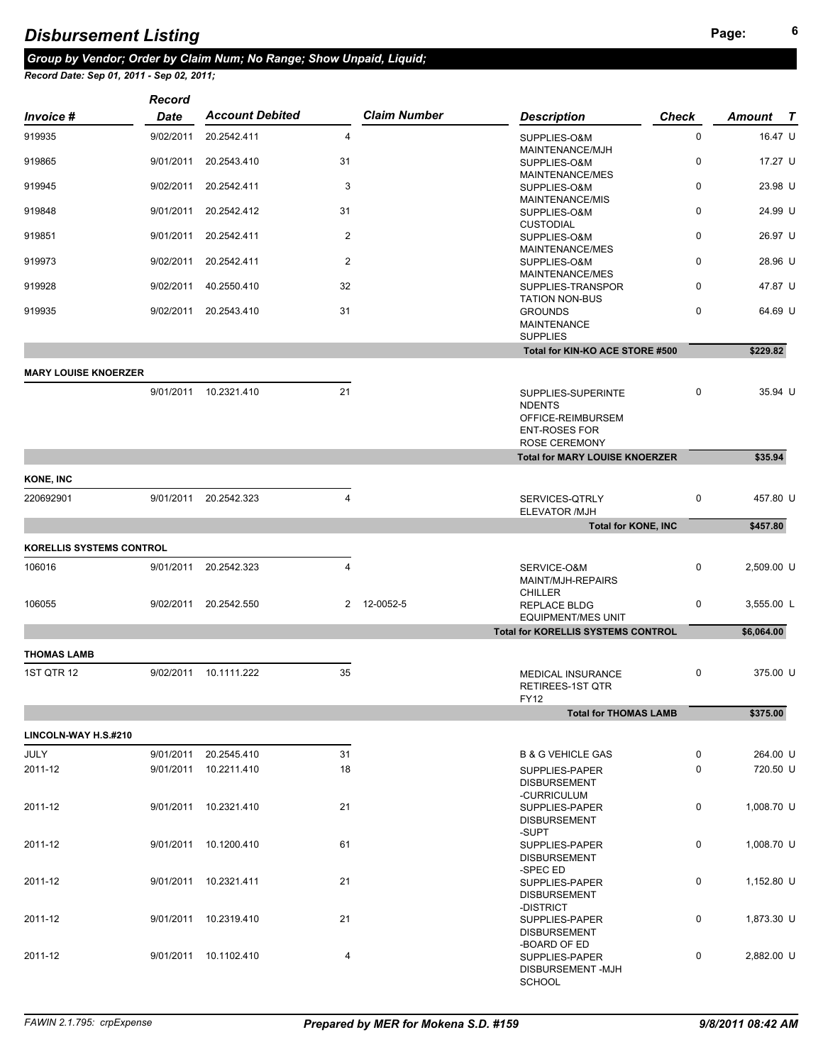# Disbursement Listing

***Group by Vendor; Order by Claim Num; No Range; Show Unpaid, Liquid;***

***Record Date: Sep 01, 2011 - Sep 02, 2011;***

| Invoice # | Record Date | Account Debited | | Claim Number | Description | Check | Amount | T |
|---|---|---|---|---|---|---|---|---|
| 919935 | 9/02/2011 | 20.2542.411 | 4 | | SUPPLIES-O&M MAINTENANCE/MJH | 0 | 16.47 | U |
| 919865 | 9/01/2011 | 20.2543.410 | 31 | | SUPPLIES-O&M MAINTENANCE/MES | 0 | 17.27 | U |
| 919945 | 9/02/2011 | 20.2542.411 | 3 | | SUPPLIES-O&M MAINTENANCE/MIS | 0 | 23.98 | U |
| 919848 | 9/01/2011 | 20.2542.412 | 31 | | SUPPLIES-O&M CUSTODIAL | 0 | 24.99 | U |
| 919851 | 9/01/2011 | 20.2542.411 | 2 | | SUPPLIES-O&M MAINTENANCE/MES | 0 | 26.97 | U |
| 919973 | 9/02/2011 | 20.2542.411 | 2 | | SUPPLIES-O&M MAINTENANCE/MES | 0 | 28.96 | U |
| 919928 | 9/02/2011 | 40.2550.410 | 32 | | SUPPLIES-TRANSPOR TATION NON-BUS | 0 | 47.87 | U |
| 919935 | 9/02/2011 | 20.2543.410 | 31 | | GROUNDS MAINTENANCE SUPPLIES | 0 | 64.69 | U |
| | | | | | **Total for KIN-KO ACE STORE #500** | | **$229.82** | |
| **MARY LOUISE KNOERZER** | | | | | | | | |
| | 9/01/2011 | 10.2321.410 | 21 | | SUPPLIES-SUPERINTE NDENTS OFFICE-REIMBURSEM ENT-ROSES FOR ROSE CEREMONY | 0 | 35.94 | U |
| | | | | | **Total for MARY LOUISE KNOERZER** | | **$35.94** | |
| **KONE, INC** | | | | | | | | |
| 220692901 | 9/01/2011 | 20.2542.323 | 4 | | SERVICES-QTRLY ELEVATOR /MJH | 0 | 457.80 | U |
| | | | | | **Total for KONE, INC** | | **$457.80** | |
| **KORELLIS SYSTEMS CONTROL** | | | | | | | | |
| 106016 | 9/01/2011 | 20.2542.323 | 4 | | SERVICE-O&M MAINT/MJH-REPAIRS CHILLER | 0 | 2,509.00 | U |
| 106055 | 9/02/2011 | 20.2542.550 | 2 | 12-0052-5 | REPLACE BLDG EQUIPMENT/MES UNIT | 0 | 3,555.00 | L |
| | | | | | **Total for KORELLIS SYSTEMS CONTROL** | | **$6,064.00** | |
| **THOMAS LAMB** | | | | | | | | |
| 1ST QTR 12 | 9/02/2011 | 10.1111.222 | 35 | | MEDICAL INSURANCE RETIREES-1ST QTR FY12 | 0 | 375.00 | U |
| | | | | | **Total for THOMAS LAMB** | | **$375.00** | |
| **LINCOLN-WAY H.S.#210** | | | | | | | | |
| JULY | 9/01/2011 | 20.2545.410 | 31 | | B & G VEHICLE GAS | 0 | 264.00 | U |
| 2011-12 | 9/01/2011 | 10.2211.410 | 18 | | SUPPLIES-PAPER DISBURSEMENT -CURRICULUM | 0 | 720.50 | U |
| 2011-12 | 9/01/2011 | 10.2321.410 | 21 | | SUPPLIES-PAPER DISBURSEMENT -SUPT | 0 | 1,008.70 | U |
| 2011-12 | 9/01/2011 | 10.1200.410 | 61 | | SUPPLIES-PAPER DISBURSEMENT -SPEC ED | 0 | 1,008.70 | U |
| 2011-12 | 9/01/2011 | 10.2321.411 | 21 | | SUPPLIES-PAPER DISBURSEMENT -DISTRICT | 0 | 1,152.80 | U |
| 2011-12 | 9/01/2011 | 10.2319.410 | 21 | | SUPPLIES-PAPER DISBURSEMENT -BOARD OF ED | 0 | 1,873.30 | U |
| 2011-12 | 9/01/2011 | 10.1102.410 | 4 | | SUPPLIES-PAPER DISBURSEMENT -MJH SCHOOL | 0 | 2,882.00 | U |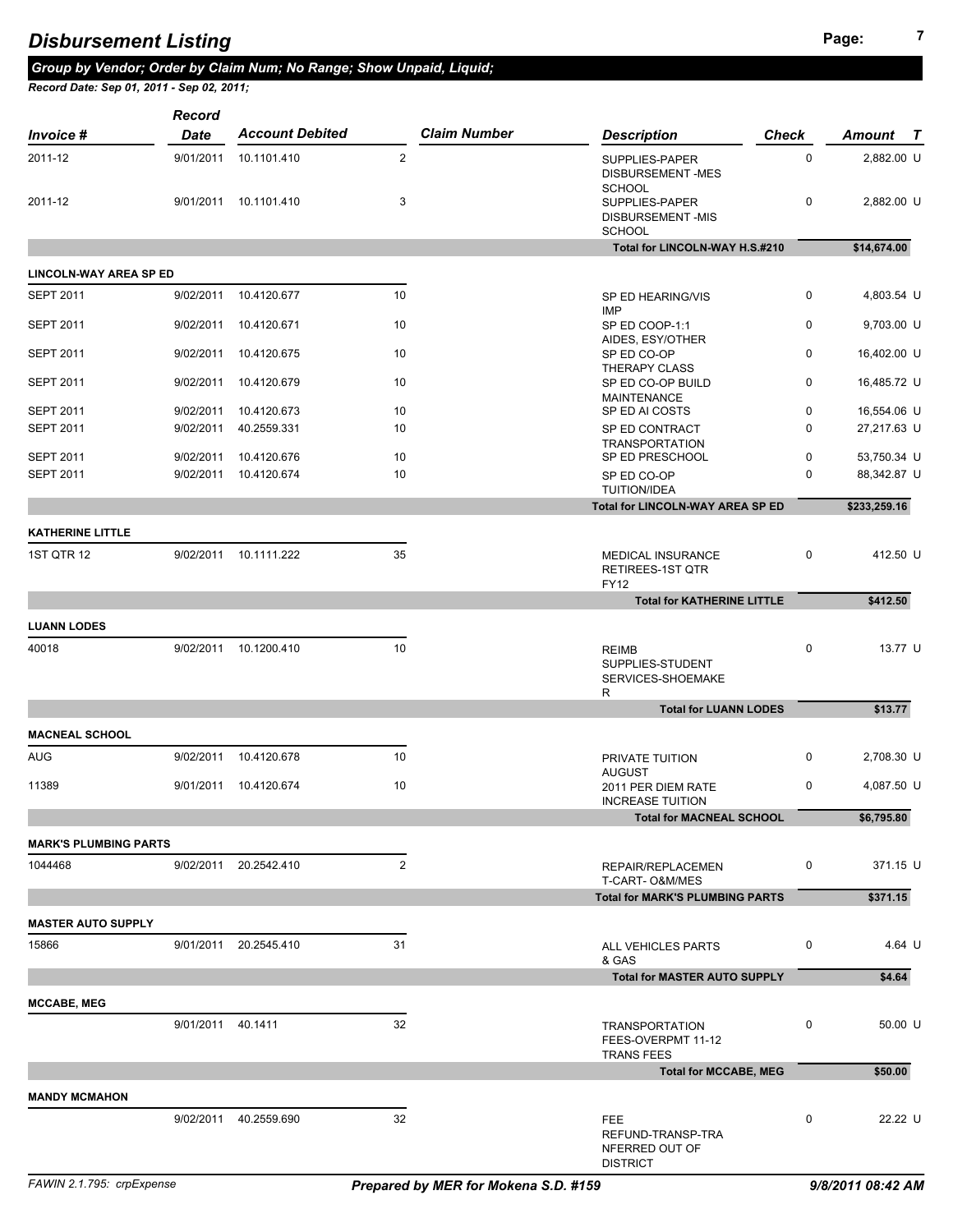# Disbursement Listing

***Group by Vendor; Order by Claim Num; No Range; Show Unpaid, Liquid;***

***Record Date: Sep 01, 2011 - Sep 02, 2011;***

| Invoice # | Record Date | Account Debited | | Claim Number | Description | Check | Amount | T |
|---|---|---|---|---|---|---|---|---|
| 2011-12 | 9/01/2011 | 10.1101.410 | 2 | | SUPPLIES-PAPER DISBURSEMENT -MES SCHOOL | 0 | 2,882.00 | U |
| 2011-12 | 9/01/2011 | 10.1101.410 | 3 | | SUPPLIES-PAPER DISBURSEMENT -MIS SCHOOL | 0 | 2,882.00 | U |
| | | | | | **Total for LINCOLN-WAY H.S.#210** | | **$14,674.00** | |
| **LINCOLN-WAY AREA SP ED** | | | | | | | | |
| SEPT 2011 | 9/02/2011 | 10.4120.677 | 10 | | SP ED HEARING/VIS IMP | 0 | 4,803.54 | U |
| SEPT 2011 | 9/02/2011 | 10.4120.671 | 10 | | SP ED COOP-1:1 AIDES, ESY/OTHER | 0 | 9,703.00 | U |
| SEPT 2011 | 9/02/2011 | 10.4120.675 | 10 | | SP ED CO-OP THERAPY CLASS | 0 | 16,402.00 | U |
| SEPT 2011 | 9/02/2011 | 10.4120.679 | 10 | | SP ED CO-OP BUILD MAINTENANCE | 0 | 16,485.72 | U |
| SEPT 2011 | 9/02/2011 | 10.4120.673 | 10 | | SP ED AI COSTS | 0 | 16,554.06 | U |
| SEPT 2011 | 9/02/2011 | 40.2559.331 | 10 | | SP ED CONTRACT TRANSPORTATION | 0 | 27,217.63 | U |
| SEPT 2011 | 9/02/2011 | 10.4120.676 | 10 | | SP ED PRESCHOOL | 0 | 53,750.34 | U |
| SEPT 2011 | 9/02/2011 | 10.4120.674 | 10 | | SP ED CO-OP TUITION/IDEA | 0 | 88,342.87 | U |
| | | | | | **Total for LINCOLN-WAY AREA SP ED** | | **$233,259.16** | |
| **KATHERINE LITTLE** | | | | | | | | |
| 1ST QTR 12 | 9/02/2011 | 10.1111.222 | 35 | | MEDICAL INSURANCE RETIREES-1ST QTR FY12 | 0 | 412.50 | U |
| | | | | | **Total for KATHERINE LITTLE** | | **$412.50** | |
| **LUANN LODES** | | | | | | | | |
| 40018 | 9/02/2011 | 10.1200.410 | 10 | | REIMB SUPPLIES-STUDENT SERVICES-SHOEMAKE R | 0 | 13.77 | U |
| | | | | | **Total for LUANN LODES** | | **$13.77** | |
| **MACNEAL SCHOOL** | | | | | | | | |
| AUG | 9/02/2011 | 10.4120.678 | 10 | | PRIVATE TUITION AUGUST | 0 | 2,708.30 | U |
| 11389 | 9/01/2011 | 10.4120.674 | 10 | | 2011 PER DIEM RATE INCREASE TUITION | 0 | 4,087.50 | U |
| | | | | | **Total for MACNEAL SCHOOL** | | **$6,795.80** | |
| **MARK'S PLUMBING PARTS** | | | | | | | | |
| 1044468 | 9/02/2011 | 20.2542.410 | 2 | | REPAIR/REPLACEMEN T-CART- O&M/MES | 0 | 371.15 | U |
| | | | | | **Total for MARK'S PLUMBING PARTS** | | **$371.15** | |
| **MASTER AUTO SUPPLY** | | | | | | | | |
| 15866 | 9/01/2011 | 20.2545.410 | 31 | | ALL VEHICLES PARTS & GAS | 0 | 4.64 | U |
| | | | | | **Total for MASTER AUTO SUPPLY** | | **$4.64** | |
| **MCCABE, MEG** | | | | | | | | |
| | 9/01/2011 | 40.1411 | 32 | | TRANSPORTATION FEES-OVERPMT 11-12 TRANS FEES | 0 | 50.00 | U |
| | | | | | **Total for MCCABE, MEG** | | **$50.00** | |
| **MANDY MCMAHON** | | | | | | | | |
| | 9/02/2011 | 40.2559.690 | 32 | | FEE REFUND-TRANSP-TRA NFERRED OUT OF DISTRICT | 0 | 22.22 | U |

FAWIN 2.1.795: crpExpense — *Prepared by MER for Mokena S.D. #159* — *9/8/2011 08:42 AM*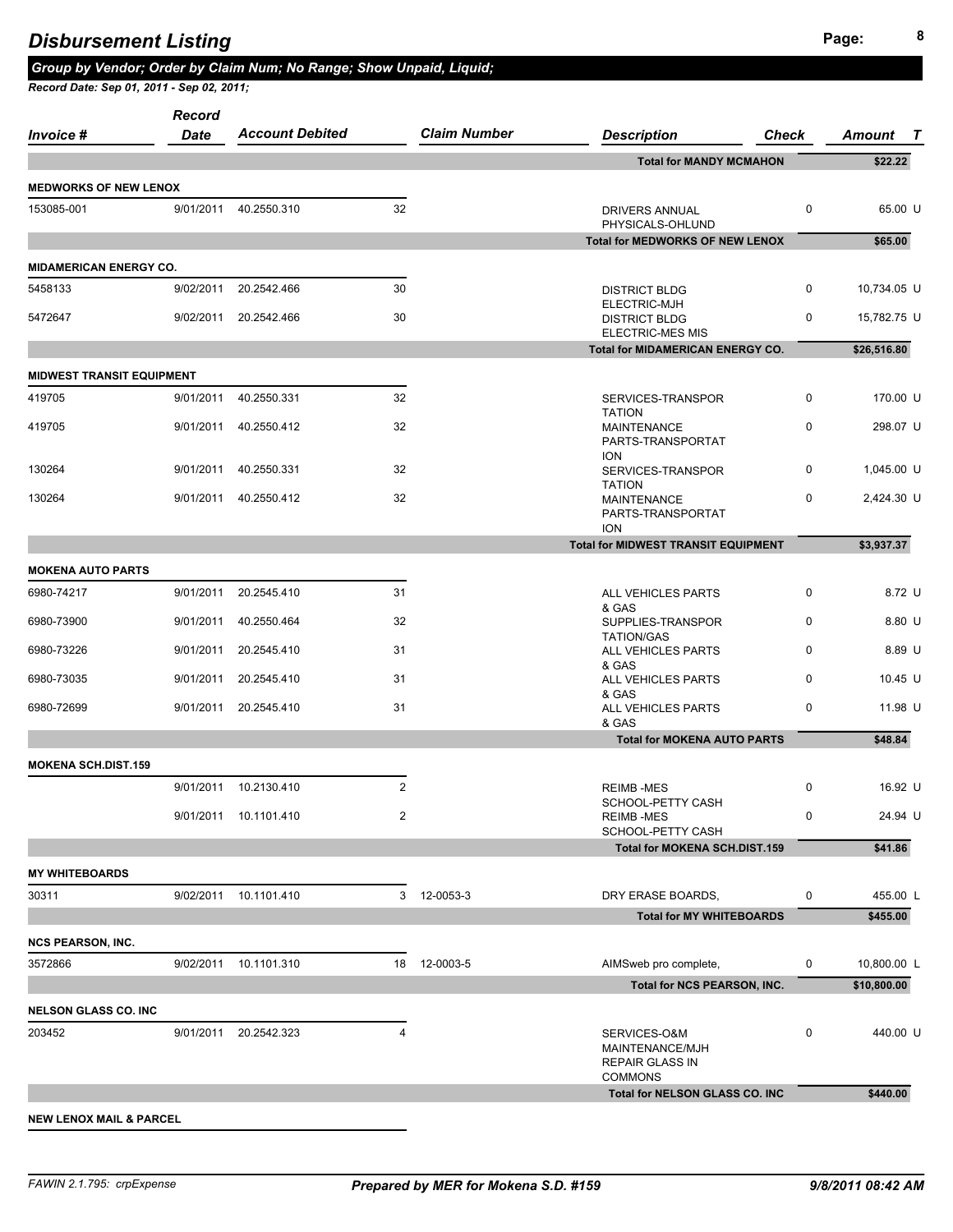# Disbursement Listing

***Group by Vendor; Order by Claim Num; No Range; Show Unpaid, Liquid;***

***Record Date: Sep 01, 2011 - Sep 02, 2011;***

| Invoice # | Record Date | Account Debited | | Claim Number | Description | Check | Amount | T |
|---|---|---|---|---|---|---|---|---|
| | | | | | **Total for MANDY MCMAHON** | | **$22.22** | |
| **MEDWORKS OF NEW LENOX** | | | | | | | | |
| 153085-001 | 9/01/2011 | 40.2550.310 | 32 | | DRIVERS ANNUAL PHYSICALS-OHLUND | 0 | 65.00 | U |
| | | | | | **Total for MEDWORKS OF NEW LENOX** | | **$65.00** | |
| **MIDAMERICAN ENERGY CO.** | | | | | | | | |
| 5458133 | 9/02/2011 | 20.2542.466 | 30 | | DISTRICT BLDG ELECTRIC-MJH | 0 | 10,734.05 | U |
| 5472647 | 9/02/2011 | 20.2542.466 | 30 | | DISTRICT BLDG ELECTRIC-MES MIS | 0 | 15,782.75 | U |
| | | | | | **Total for MIDAMERICAN ENERGY CO.** | | **$26,516.80** | |
| **MIDWEST TRANSIT EQUIPMENT** | | | | | | | | |
| 419705 | 9/01/2011 | 40.2550.331 | 32 | | SERVICES-TRANSPORTATION | 0 | 170.00 | U |
| 419705 | 9/01/2011 | 40.2550.412 | 32 | | MAINTENANCE PARTS-TRANSPORTATION | 0 | 298.07 | U |
| 130264 | 9/01/2011 | 40.2550.331 | 32 | | SERVICES-TRANSPORTATION | 0 | 1,045.00 | U |
| 130264 | 9/01/2011 | 40.2550.412 | 32 | | MAINTENANCE PARTS-TRANSPORTATION | 0 | 2,424.30 | U |
| | | | | | **Total for MIDWEST TRANSIT EQUIPMENT** | | **$3,937.37** | |
| **MOKENA AUTO PARTS** | | | | | | | | |
| 6980-74217 | 9/01/2011 | 20.2545.410 | 31 | | ALL VEHICLES PARTS & GAS | 0 | 8.72 | U |
| 6980-73900 | 9/01/2011 | 40.2550.464 | 32 | | SUPPLIES-TRANSPORTATION/GAS | 0 | 8.80 | U |
| 6980-73226 | 9/01/2011 | 20.2545.410 | 31 | | ALL VEHICLES PARTS & GAS | 0 | 8.89 | U |
| 6980-73035 | 9/01/2011 | 20.2545.410 | 31 | | ALL VEHICLES PARTS & GAS | 0 | 10.45 | U |
| 6980-72699 | 9/01/2011 | 20.2545.410 | 31 | | ALL VEHICLES PARTS & GAS | 0 | 11.98 | U |
| | | | | | **Total for MOKENA AUTO PARTS** | | **$48.84** | |
| **MOKENA SCH.DIST.159** | | | | | | | | |
| | 9/01/2011 | 10.2130.410 | 2 | | REIMB -MES SCHOOL-PETTY CASH | 0 | 16.92 | U |
| | 9/01/2011 | 10.1101.410 | 2 | | REIMB -MES SCHOOL-PETTY CASH | 0 | 24.94 | U |
| | | | | | **Total for MOKENA SCH.DIST.159** | | **$41.86** | |
| **MY WHITEBOARDS** | | | | | | | | |
| 30311 | 9/02/2011 | 10.1101.410 | 3 | 12-0053-3 | DRY ERASE BOARDS, | 0 | 455.00 | L |
| | | | | | **Total for MY WHITEBOARDS** | | **$455.00** | |
| **NCS PEARSON, INC.** | | | | | | | | |
| 3572866 | 9/02/2011 | 10.1101.310 | 18 | 12-0003-5 | AIMSweb pro complete, | 0 | 10,800.00 | L |
| | | | | | **Total for NCS PEARSON, INC.** | | **$10,800.00** | |
| **NELSON GLASS CO. INC** | | | | | | | | |
| 203452 | 9/01/2011 | 20.2542.323 | 4 | | SERVICES-O&M MAINTENANCE/MJH REPAIR GLASS IN COMMONS | 0 | 440.00 | U |
| | | | | | **Total for NELSON GLASS CO. INC** | | **$440.00** | |
| **NEW LENOX MAIL & PARCEL** | | | | | | | | |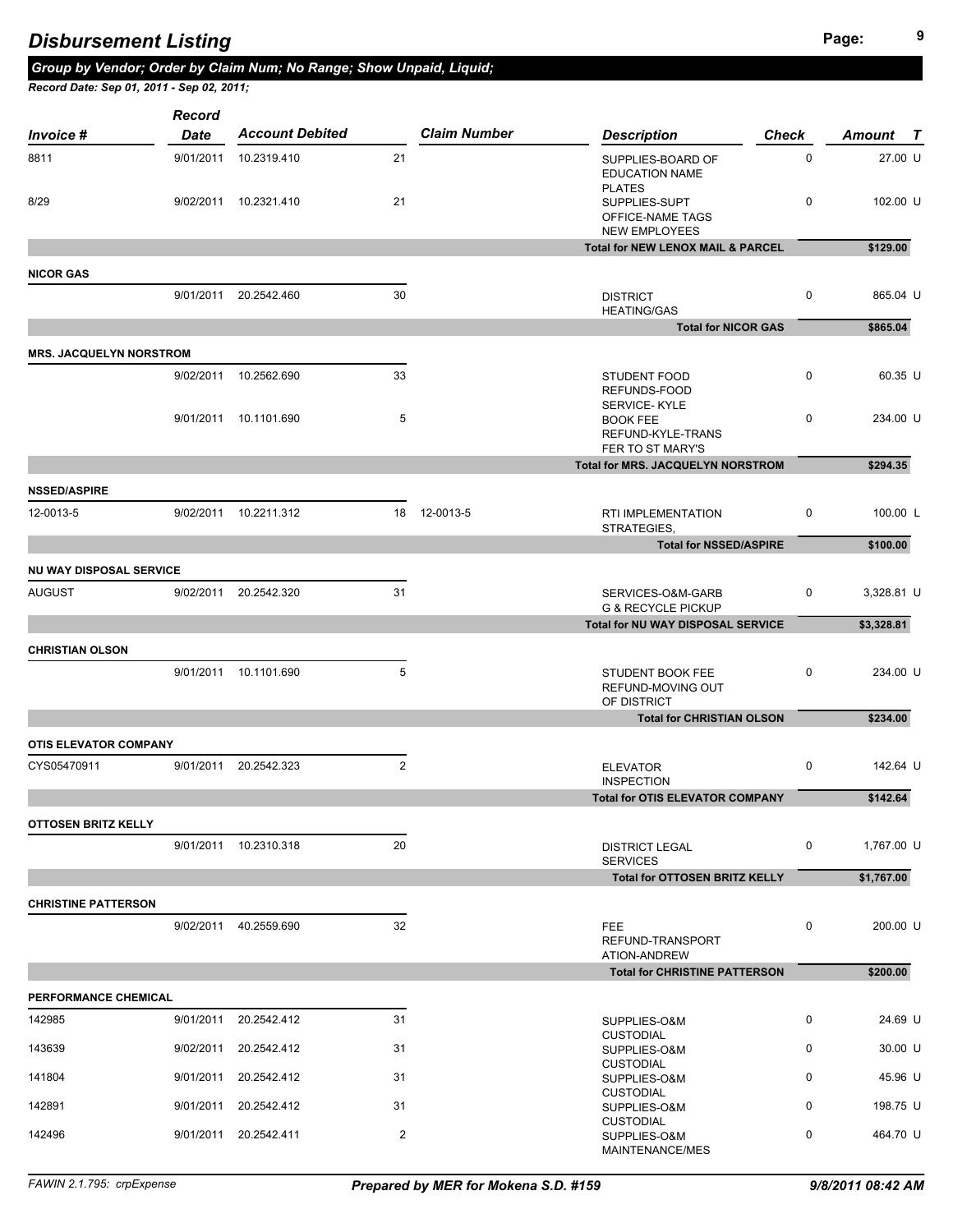# Disbursement Listing

***Group by Vendor; Order by Claim Num; No Range; Show Unpaid, Liquid;***

***Record Date: Sep 01, 2011 - Sep 02, 2011;***

| Invoice # | Record Date | Account Debited | | Claim Number | Description | Check | Amount | T |
|---|---|---|---|---|---|---|---|---|
| 8811 | 9/01/2011 | 10.2319.410 | 21 | | SUPPLIES-BOARD OF EDUCATION NAME PLATES | 0 | 27.00 | U |
| 8/29 | 9/02/2011 | 10.2321.410 | 21 | | SUPPLIES-SUPT OFFICE-NAME TAGS NEW EMPLOYEES | 0 | 102.00 | U |
| | | | | | **Total for NEW LENOX MAIL & PARCEL** | | **$129.00** | |
| **NICOR GAS** | | | | | | | | |
| | 9/01/2011 | 20.2542.460 | 30 | | DISTRICT HEATING/GAS | 0 | 865.04 | U |
| | | | | | **Total for NICOR GAS** | | **$865.04** | |
| **MRS. JACQUELYN NORSTROM** | | | | | | | | |
| | 9/02/2011 | 10.2562.690 | 33 | | STUDENT FOOD REFUNDS-FOOD SERVICE- KYLE | 0 | 60.35 | U |
| | 9/01/2011 | 10.1101.690 | 5 | | BOOK FEE REFUND-KYLE-TRANS FER TO ST MARY'S | 0 | 234.00 | U |
| | | | | | **Total for MRS. JACQUELYN NORSTROM** | | **$294.35** | |
| **NSSED/ASPIRE** | | | | | | | | |
| 12-0013-5 | 9/02/2011 | 10.2211.312 | 18 | 12-0013-5 | RTI IMPLEMENTATION STRATEGIES, | 0 | 100.00 | L |
| | | | | | **Total for NSSED/ASPIRE** | | **$100.00** | |
| **NU WAY DISPOSAL SERVICE** | | | | | | | | |
| AUGUST | 9/02/2011 | 20.2542.320 | 31 | | SERVICES-O&M-GARB G & RECYCLE PICKUP | 0 | 3,328.81 | U |
| | | | | | **Total for NU WAY DISPOSAL SERVICE** | | **$3,328.81** | |
| **CHRISTIAN OLSON** | | | | | | | | |
| | 9/01/2011 | 10.1101.690 | 5 | | STUDENT BOOK FEE REFUND-MOVING OUT OF DISTRICT | 0 | 234.00 | U |
| | | | | | **Total for CHRISTIAN OLSON** | | **$234.00** | |
| **OTIS ELEVATOR COMPANY** | | | | | | | | |
| CYS05470911 | 9/01/2011 | 20.2542.323 | 2 | | ELEVATOR INSPECTION | 0 | 142.64 | U |
| | | | | | **Total for OTIS ELEVATOR COMPANY** | | **$142.64** | |
| **OTTOSEN BRITZ KELLY** | | | | | | | | |
| | 9/01/2011 | 10.2310.318 | 20 | | DISTRICT LEGAL SERVICES | 0 | 1,767.00 | U |
| | | | | | **Total for OTTOSEN BRITZ KELLY** | | **$1,767.00** | |
| **CHRISTINE PATTERSON** | | | | | | | | |
| | 9/02/2011 | 40.2559.690 | 32 | | FEE REFUND-TRANSPORT ATION-ANDREW | 0 | 200.00 | U |
| | | | | | **Total for CHRISTINE PATTERSON** | | **$200.00** | |
| **PERFORMANCE CHEMICAL** | | | | | | | | |
| 142985 | 9/01/2011 | 20.2542.412 | 31 | | SUPPLIES-O&M CUSTODIAL | 0 | 24.69 | U |
| 143639 | 9/02/2011 | 20.2542.412 | 31 | | SUPPLIES-O&M CUSTODIAL | 0 | 30.00 | U |
| 141804 | 9/01/2011 | 20.2542.412 | 31 | | SUPPLIES-O&M CUSTODIAL | 0 | 45.96 | U |
| 142891 | 9/01/2011 | 20.2542.412 | 31 | | SUPPLIES-O&M CUSTODIAL | 0 | 198.75 | U |
| 142496 | 9/01/2011 | 20.2542.411 | 2 | | SUPPLIES-O&M MAINTENANCE/MES | 0 | 464.70 | U |

FAWIN 2.1.795: crpExpense — *Prepared by MER for Mokena S.D. #159* — *9/8/2011 08:42 AM*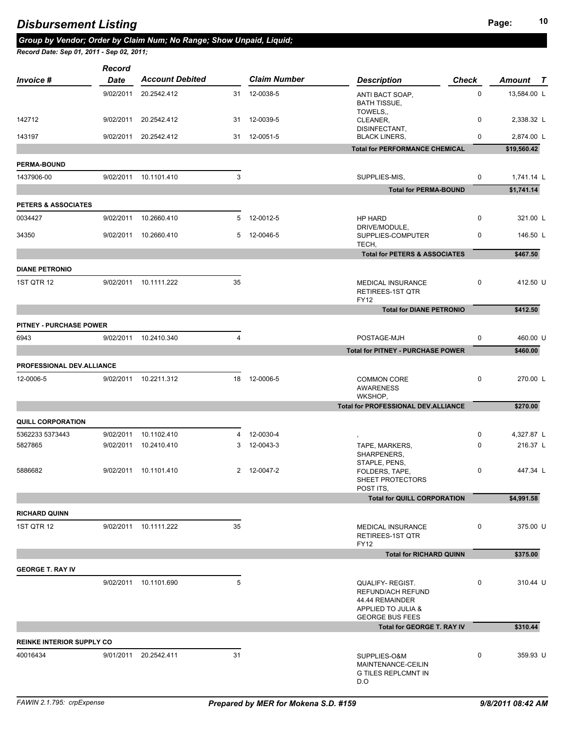# Disbursement Listing

**Group by Vendor; Order by Claim Num; No Range; Show Unpaid, Liquid;**

*Record Date: Sep 01, 2011 - Sep 02, 2011;*

| Invoice # | Record Date | Account Debited | | Claim Number | Description | Check | Amount | T |
|---|---|---|---|---|---|---|---|---|
| | 9/02/2011 | 20.2542.412 | 31 | 12-0038-5 | ANTI BACT SOAP, BATH TISSUE, TOWELS,, | 0 | 13,584.00 | L |
| 142712 | 9/02/2011 | 20.2542.412 | 31 | 12-0039-5 | CLEANER, DISINFECTANT, | 0 | 2,338.32 | L |
| 143197 | 9/02/2011 | 20.2542.412 | 31 | 12-0051-5 | BLACK LINERS, | 0 | 2,874.00 | L |
| | | | | | **Total for PERFORMANCE CHEMICAL** | | **$19,560.42** | |
| **PERMA-BOUND** | | | | | | | | |
| 1437906-00 | 9/02/2011 | 10.1101.410 | 3 | | SUPPLIES-MIS, | 0 | 1,741.14 | L |
| | | | | | **Total for PERMA-BOUND** | | **$1,741.14** | |
| **PETERS & ASSOCIATES** | | | | | | | | |
| 0034427 | 9/02/2011 | 10.2660.410 | 5 | 12-0012-5 | HP HARD DRIVE/MODULE, | 0 | 321.00 | L |
| 34350 | 9/02/2011 | 10.2660.410 | 5 | 12-0046-5 | SUPPLIES-COMPUTER TECH, | 0 | 146.50 | L |
| | | | | | **Total for PETERS & ASSOCIATES** | | **$467.50** | |
| **DIANE PETRONIO** | | | | | | | | |
| 1ST QTR 12 | 9/02/2011 | 10.1111.222 | 35 | | MEDICAL INSURANCE RETIREES-1ST QTR FY12 | 0 | 412.50 | U |
| | | | | | **Total for DIANE PETRONIO** | | **$412.50** | |
| **PITNEY - PURCHASE POWER** | | | | | | | | |
| 6943 | 9/02/2011 | 10.2410.340 | 4 | | POSTAGE-MJH | 0 | 460.00 | U |
| | | | | | **Total for PITNEY - PURCHASE POWER** | | **$460.00** | |
| **PROFESSIONAL DEV.ALLIANCE** | | | | | | | | |
| 12-0006-5 | 9/02/2011 | 10.2211.312 | 18 | 12-0006-5 | COMMON CORE AWARENESS WKSHOP, | 0 | 270.00 | L |
| | | | | | **Total for PROFESSIONAL DEV.ALLIANCE** | | **$270.00** | |
| **QUILL CORPORATION** | | | | | | | | |
| 5362233 5373443 | 9/02/2011 | 10.1102.410 | 4 | 12-0030-4 | , | 0 | 4,327.87 | L |
| 5827865 | 9/02/2011 | 10.2410.410 | 3 | 12-0043-3 | TAPE, MARKERS, SHARPENERS, STAPLE, PENS, | 0 | 216.37 | L |
| 5886682 | 9/02/2011 | 10.1101.410 | 2 | 12-0047-2 | FOLDERS, TAPE, SHEET PROTECTORS POST ITS, | 0 | 447.34 | L |
| | | | | | **Total for QUILL CORPORATION** | | **$4,991.58** | |
| **RICHARD QUINN** | | | | | | | | |
| 1ST QTR 12 | 9/02/2011 | 10.1111.222 | 35 | | MEDICAL INSURANCE RETIREES-1ST QTR FY12 | 0 | 375.00 | U |
| | | | | | **Total for RICHARD QUINN** | | **$375.00** | |
| **GEORGE T. RAY IV** | | | | | | | | |
| | 9/02/2011 | 10.1101.690 | 5 | | QUALIFY- REGIST. REFUND/ACH REFUND 44.44 REMAINDER APPLIED TO JULIA & GEORGE BUS FEES | 0 | 310.44 | U |
| | | | | | **Total for GEORGE T. RAY IV** | | **$310.44** | |
| **REINKE INTERIOR SUPPLY CO** | | | | | | | | |
| 40016434 | 9/01/2011 | 20.2542.411 | 31 | | SUPPLIES-O&M MAINTENANCE-CEILIN G TILES REPLCMNT IN D.O | 0 | 359.93 | U |

FAWIN 2.1.795: crpExpense — *Prepared by MER for Mokena S.D. #159* — 9/8/2011 08:42 AM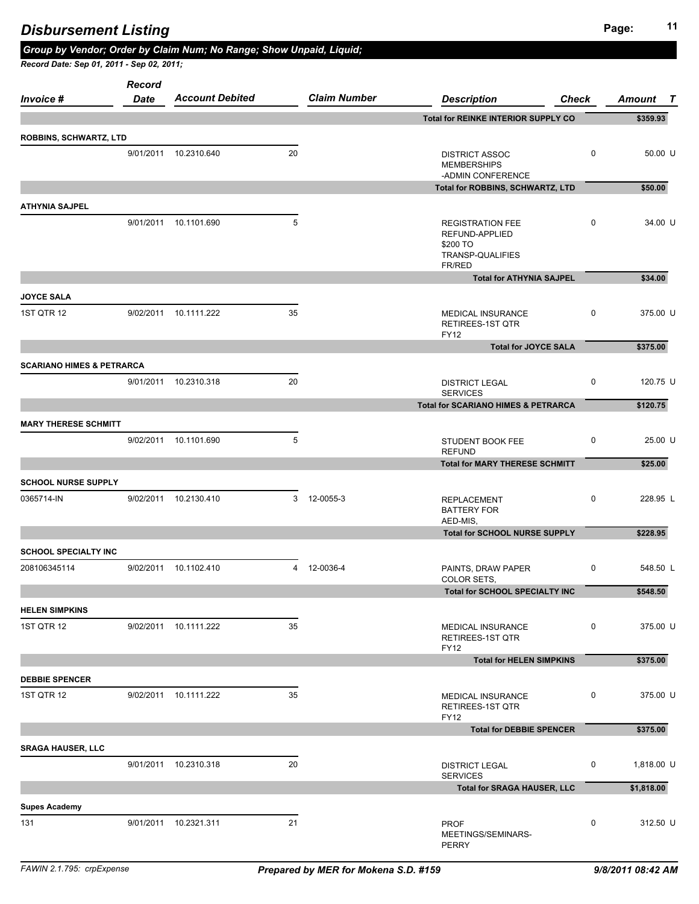# Disbursement Listing

***Group by Vendor; Order by Claim Num; No Range; Show Unpaid, Liquid;***

***Record Date: Sep 01, 2011 - Sep 02, 2011;***

| Invoice # | Record Date | Account Debited | | Claim Number | Description | Check | Amount | T |
|---|---|---|---|---|---|---|---|---|
| | | | | | **Total for REINKE INTERIOR SUPPLY CO** | | **$359.93** | |
| **ROBBINS, SCHWARTZ, LTD** | | | | | | | | |
| | 9/01/2011 | 10.2310.640 | 20 | | DISTRICT ASSOC MEMBERSHIPS -ADMIN CONFERENCE | 0 | 50.00 | U |
| | | | | | **Total for ROBBINS, SCHWARTZ, LTD** | | **$50.00** | |
| **ATHYNIA SAJPEL** | | | | | | | | |
| | 9/01/2011 | 10.1101.690 | 5 | | REGISTRATION FEE REFUND-APPLIED $200 TO TRANSP-QUALIFIES FR/RED | 0 | 34.00 | U |
| | | | | | **Total for ATHYNIA SAJPEL** | | **$34.00** | |
| **JOYCE SALA** | | | | | | | | |
| 1ST QTR 12 | 9/02/2011 | 10.1111.222 | 35 | | MEDICAL INSURANCE RETIREES-1ST QTR FY12 | 0 | 375.00 | U |
| | | | | | **Total for JOYCE SALA** | | **$375.00** | |
| **SCARIANO HIMES & PETRARCA** | | | | | | | | |
| | 9/01/2011 | 10.2310.318 | 20 | | DISTRICT LEGAL SERVICES | 0 | 120.75 | U |
| | | | | | **Total for SCARIANO HIMES & PETRARCA** | | **$120.75** | |
| **MARY THERESE SCHMITT** | | | | | | | | |
| | 9/02/2011 | 10.1101.690 | 5 | | STUDENT BOOK FEE REFUND | 0 | 25.00 | U |
| | | | | | **Total for MARY THERESE SCHMITT** | | **$25.00** | |
| **SCHOOL NURSE SUPPLY** | | | | | | | | |
| 0365714-IN | 9/02/2011 | 10.2130.410 | 3 | 12-0055-3 | REPLACEMENT BATTERY FOR AED-MIS, | 0 | 228.95 | L |
| | | | | | **Total for SCHOOL NURSE SUPPLY** | | **$228.95** | |
| **SCHOOL SPECIALTY INC** | | | | | | | | |
| 208106345114 | 9/02/2011 | 10.1102.410 | 4 | 12-0036-4 | PAINTS, DRAW PAPER COLOR SETS, | 0 | 548.50 | L |
| | | | | | **Total for SCHOOL SPECIALTY INC** | | **$548.50** | |
| **HELEN SIMPKINS** | | | | | | | | |
| 1ST QTR 12 | 9/02/2011 | 10.1111.222 | 35 | | MEDICAL INSURANCE RETIREES-1ST QTR FY12 | 0 | 375.00 | U |
| | | | | | **Total for HELEN SIMPKINS** | | **$375.00** | |
| **DEBBIE SPENCER** | | | | | | | | |
| 1ST QTR 12 | 9/02/2011 | 10.1111.222 | 35 | | MEDICAL INSURANCE RETIREES-1ST QTR FY12 | 0 | 375.00 | U |
| | | | | | **Total for DEBBIE SPENCER** | | **$375.00** | |
| **SRAGA HAUSER, LLC** | | | | | | | | |
| | 9/01/2011 | 10.2310.318 | 20 | | DISTRICT LEGAL SERVICES | 0 | 1,818.00 | U |
| | | | | | **Total for SRAGA HAUSER, LLC** | | **$1,818.00** | |
| **Supes Academy** | | | | | | | | |
| 131 | 9/01/2011 | 10.2321.311 | 21 | | PROF MEETINGS/SEMINARS- PERRY | 0 | 312.50 | U |

FAWIN 2.1.795: crpExpense — *Prepared by MER for Mokena S.D. #159* — *9/8/2011 08:42 AM*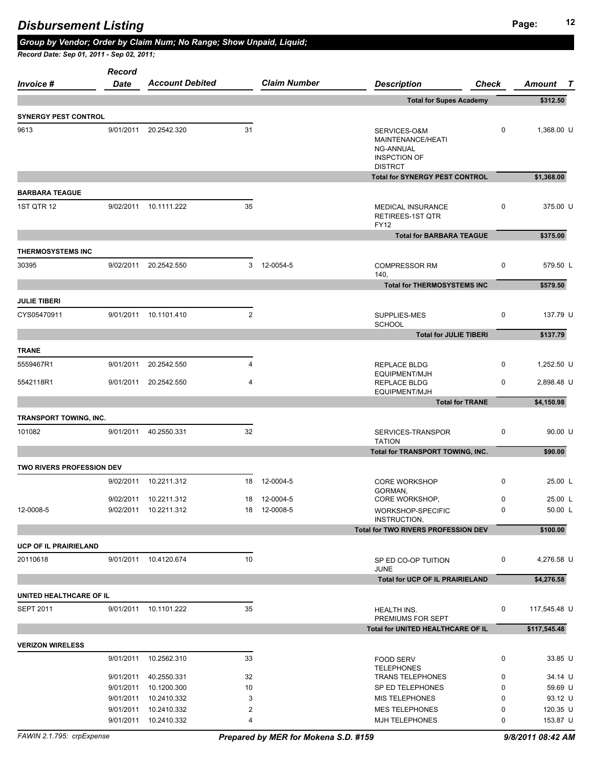# Disbursement Listing

***Group by Vendor; Order by Claim Num; No Range; Show Unpaid, Liquid;***

***Record Date: Sep 01, 2011 - Sep 02, 2011;***

| Invoice # | Record Date | Account Debited | | Claim Number | Description | Check | Amount | T |
|---|---|---|---|---|---|---|---|---|
| | | | | | **Total for Supes Academy** | | **$312.50** | |
| **SYNERGY PEST CONTROL** | | | | | | | | |
| 9613 | 9/01/2011 | 20.2542.320 | 31 | | SERVICES-O&M MAINTENANCE/HEATING-ANNUAL INSPCTION OF DISTRCT | 0 | 1,368.00 | U |
| | | | | | **Total for SYNERGY PEST CONTROL** | | **$1,368.00** | |
| **BARBARA TEAGUE** | | | | | | | | |
| 1ST QTR 12 | 9/02/2011 | 10.1111.222 | 35 | | MEDICAL INSURANCE RETIREES-1ST QTR FY12 | 0 | 375.00 | U |
| | | | | | **Total for BARBARA TEAGUE** | | **$375.00** | |
| **THERMOSYSTEMS INC** | | | | | | | | |
| 30395 | 9/02/2011 | 20.2542.550 | 3 | 12-0054-5 | COMPRESSOR RM 140, | 0 | 579.50 | L |
| | | | | | **Total for THERMOSYSTEMS INC** | | **$579.50** | |
| **JULIE TIBERI** | | | | | | | | |
| CYS05470911 | 9/01/2011 | 10.1101.410 | 2 | | SUPPLIES-MES SCHOOL | 0 | 137.79 | U |
| | | | | | **Total for JULIE TIBERI** | | **$137.79** | |
| **TRANE** | | | | | | | | |
| 5559467R1 | 9/01/2011 | 20.2542.550 | 4 | | REPLACE BLDG EQUIPMENT/MJH | 0 | 1,252.50 | U |
| 5542118R1 | 9/01/2011 | 20.2542.550 | 4 | | REPLACE BLDG EQUIPMENT/MJH | 0 | 2,898.48 | U |
| | | | | | **Total for TRANE** | | **$4,150.98** | |
| **TRANSPORT TOWING, INC.** | | | | | | | | |
| 101082 | 9/01/2011 | 40.2550.331 | 32 | | SERVICES-TRANSPORTATION | 0 | 90.00 | U |
| | | | | | **Total for TRANSPORT TOWING, INC.** | | **$90.00** | |
| **TWO RIVERS PROFESSION DEV** | | | | | | | | |
| | 9/02/2011 | 10.2211.312 | 18 | 12-0004-5 | CORE WORKSHOP GORMAN, | 0 | 25.00 | L |
| | 9/02/2011 | 10.2211.312 | 18 | 12-0004-5 | CORE WORKSHOP, | 0 | 25.00 | L |
| 12-0008-5 | 9/02/2011 | 10.2211.312 | 18 | 12-0008-5 | WORKSHOP-SPECIFIC INSTRUCTION, | 0 | 50.00 | L |
| | | | | | **Total for TWO RIVERS PROFESSION DEV** | | **$100.00** | |
| **UCP OF IL PRAIRIELAND** | | | | | | | | |
| 20110618 | 9/01/2011 | 10.4120.674 | 10 | | SP ED CO-OP TUITION JUNE | 0 | 4,276.58 | U |
| | | | | | **Total for UCP OF IL PRAIRIELAND** | | **$4,276.58** | |
| **UNITED HEALTHCARE OF IL** | | | | | | | | |
| SEPT 2011 | 9/01/2011 | 10.1101.222 | 35 | | HEALTH INS. PREMIUMS FOR SEPT | 0 | 117,545.48 | U |
| | | | | | **Total for UNITED HEALTHCARE OF IL** | | **$117,545.48** | |
| **VERIZON WIRELESS** | | | | | | | | |
| | 9/01/2011 | 10.2562.310 | 33 | | FOOD SERV TELEPHONES | 0 | 33.85 | U |
| | 9/01/2011 | 40.2550.331 | 32 | | TRANS TELEPHONES | 0 | 34.14 | U |
| | 9/01/2011 | 10.1200.300 | 10 | | SP ED TELEPHONES | 0 | 59.69 | U |
| | 9/01/2011 | 10.2410.332 | 3 | | MIS TELEPHONES | 0 | 93.12 | U |
| | 9/01/2011 | 10.2410.332 | 2 | | MES TELEPHONES | 0 | 120.35 | U |
| | 9/01/2011 | 10.2410.332 | 4 | | MJH TELEPHONES | 0 | 153.87 | U |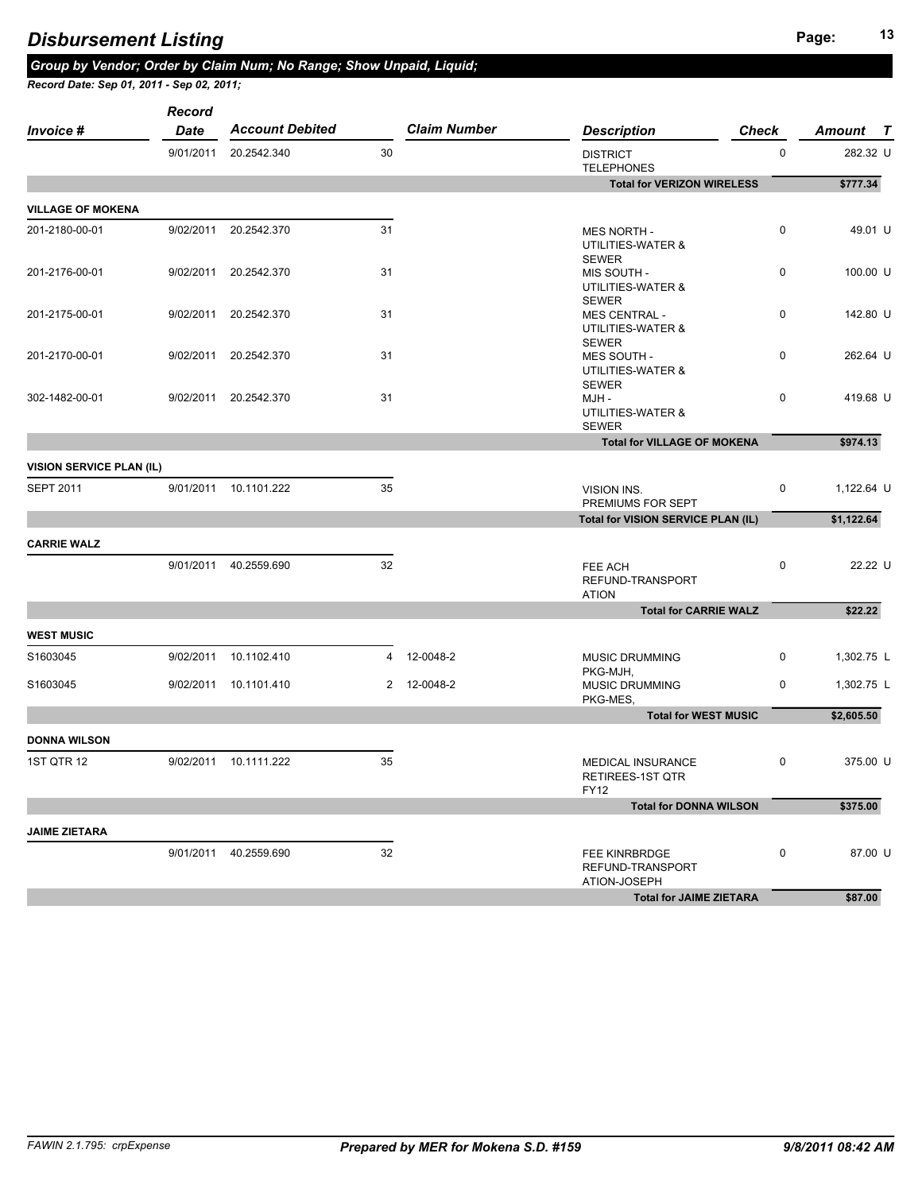# Disbursement Listing

***Group by Vendor; Order by Claim Num; No Range; Show Unpaid, Liquid;***

***Record Date: Sep 01, 2011 - Sep 02, 2011;***

| Invoice # | Record Date | Account Debited | | Claim Number | Description | Check | Amount | T |
|---|---|---|---|---|---|---|---|---|
| | 9/01/2011 | 20.2542.340 | 30 | | DISTRICT TELEPHONES | 0 | 282.32 | U |
| | | | | | **Total for VERIZON WIRELESS** | | **$777.34** | |
| **VILLAGE OF MOKENA** | | | | | | | | |
| 201-2180-00-01 | 9/02/2011 | 20.2542.370 | 31 | | MES NORTH - UTILITIES-WATER & SEWER | 0 | 49.01 | U |
| 201-2176-00-01 | 9/02/2011 | 20.2542.370 | 31 | | MIS SOUTH - UTILITIES-WATER & SEWER | 0 | 100.00 | U |
| 201-2175-00-01 | 9/02/2011 | 20.2542.370 | 31 | | MES CENTRAL - UTILITIES-WATER & SEWER | 0 | 142.80 | U |
| 201-2170-00-01 | 9/02/2011 | 20.2542.370 | 31 | | MES SOUTH - UTILITIES-WATER & SEWER | 0 | 262.64 | U |
| 302-1482-00-01 | 9/02/2011 | 20.2542.370 | 31 | | MJH - UTILITIES-WATER & SEWER | 0 | 419.68 | U |
| | | | | | **Total for VILLAGE OF MOKENA** | | **$974.13** | |
| **VISION SERVICE PLAN (IL)** | | | | | | | | |
| SEPT 2011 | 9/01/2011 | 10.1101.222 | 35 | | VISION INS. PREMIUMS FOR SEPT | 0 | 1,122.64 | U |
| | | | | | **Total for VISION SERVICE PLAN (IL)** | | **$1,122.64** | |
| **CARRIE WALZ** | | | | | | | | |
| | 9/01/2011 | 40.2559.690 | 32 | | FEE ACH REFUND-TRANSPORT ATION | 0 | 22.22 | U |
| | | | | | **Total for CARRIE WALZ** | | **$22.22** | |
| **WEST MUSIC** | | | | | | | | |
| S1603045 | 9/02/2011 | 10.1102.410 | 4 | 12-0048-2 | MUSIC DRUMMING PKG-MJH, | 0 | 1,302.75 | L |
| S1603045 | 9/02/2011 | 10.1101.410 | 2 | 12-0048-2 | MUSIC DRUMMING PKG-MES, | 0 | 1,302.75 | L |
| | | | | | **Total for WEST MUSIC** | | **$2,605.50** | |
| **DONNA WILSON** | | | | | | | | |
| 1ST QTR 12 | 9/02/2011 | 10.1111.222 | 35 | | MEDICAL INSURANCE RETIREES-1ST QTR FY12 | 0 | 375.00 | U |
| | | | | | **Total for DONNA WILSON** | | **$375.00** | |
| **JAIME ZIETARA** | | | | | | | | |
| | 9/01/2011 | 40.2559.690 | 32 | | FEE KINRBRDGE REFUND-TRANSPORT ATION-JOSEPH | 0 | 87.00 | U |
| | | | | | **Total for JAIME ZIETARA** | | **$87.00** | |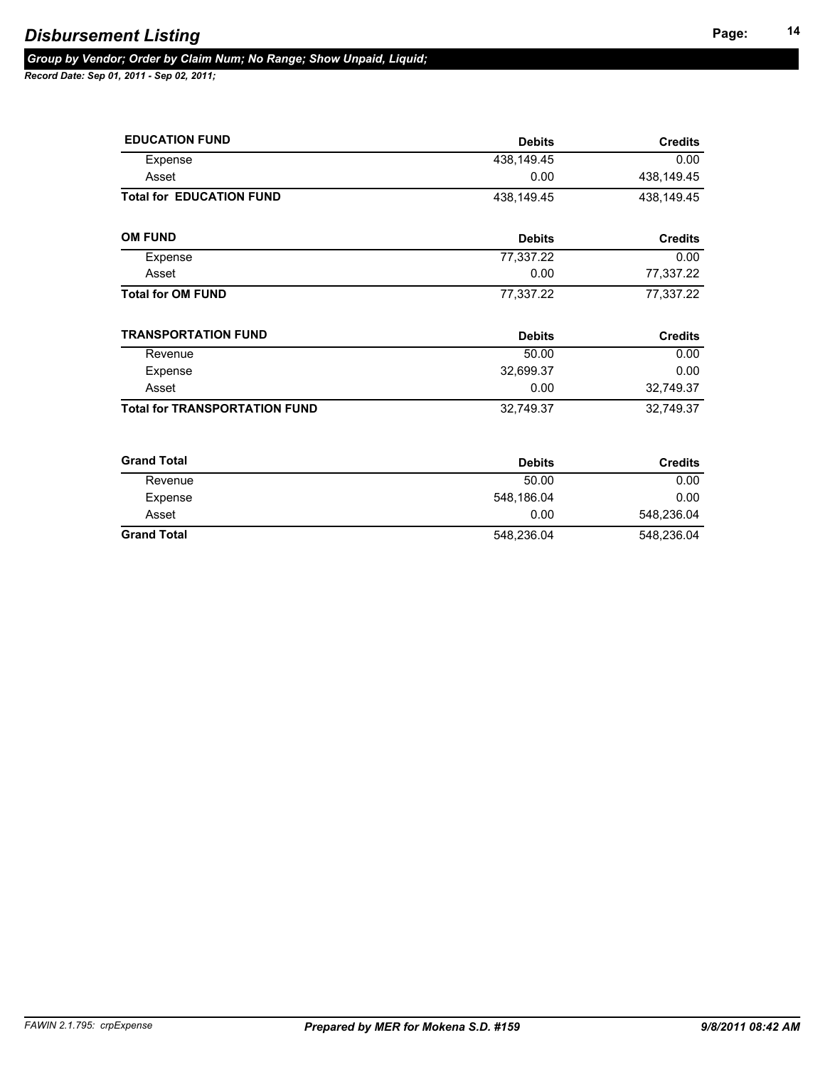# Disbursement Listing

***Group by Vendor; Order by Claim Num; No Range; Show Unpaid, Liquid;***

***Record Date: Sep 01, 2011 - Sep 02, 2011;***

| EDUCATION FUND | Debits | Credits |
|---|---|---|
| Expense | 438,149.45 | 0.00 |
| Asset | 0.00 | 438,149.45 |
| **Total for EDUCATION FUND** | 438,149.45 | 438,149.45 |

| OM FUND | Debits | Credits |
|---|---|---|
| Expense | 77,337.22 | 0.00 |
| Asset | 0.00 | 77,337.22 |
| **Total for OM FUND** | 77,337.22 | 77,337.22 |

| TRANSPORTATION FUND | Debits | Credits |
|---|---|---|
| Revenue | 50.00 | 0.00 |
| Expense | 32,699.37 | 0.00 |
| Asset | 0.00 | 32,749.37 |
| **Total for TRANSPORTATION FUND** | 32,749.37 | 32,749.37 |

| Grand Total | Debits | Credits |
|---|---|---|
| Revenue | 50.00 | 0.00 |
| Expense | 548,186.04 | 0.00 |
| Asset | 0.00 | 548,236.04 |
| **Grand Total** | 548,236.04 | 548,236.04 |

FAWIN 2.1.795: crpExpense — ***Prepared by MER for Mokena S.D. #159*** — ***9/8/2011 08:42 AM***